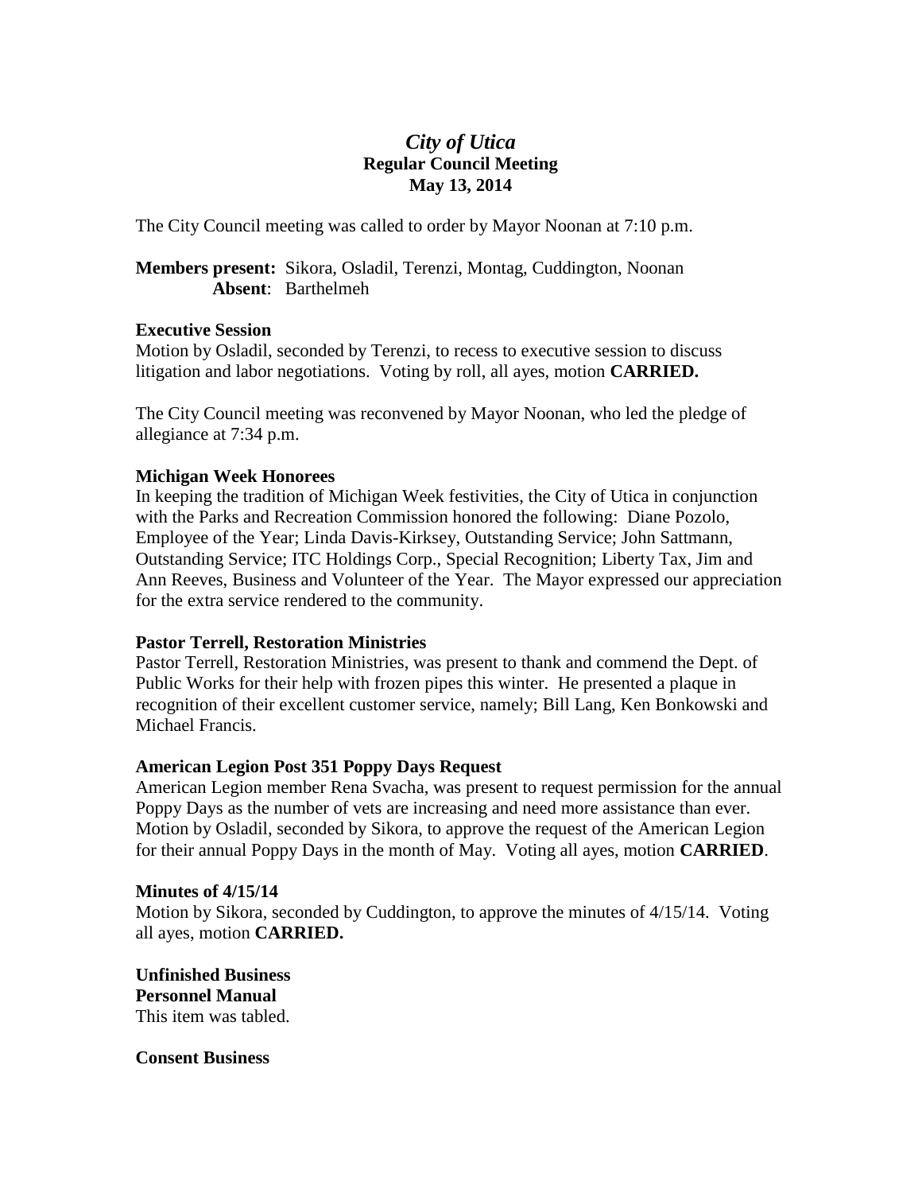# *City of Utica*
## Regular Council Meeting
## May 13, 2014

The City Council meeting was called to order by Mayor Noonan at 7:10 p.m.

**Members present:** Sikora, Osladil, Terenzi, Montag, Cuddington, Noonan
**Absent**: Barthelmeh

**Executive Session**
Motion by Osladil, seconded by Terenzi, to recess to executive session to discuss litigation and labor negotiations. Voting by roll, all ayes, motion **CARRIED.**

The City Council meeting was reconvened by Mayor Noonan, who led the pledge of allegiance at 7:34 p.m.

**Michigan Week Honorees**
In keeping the tradition of Michigan Week festivities, the City of Utica in conjunction with the Parks and Recreation Commission honored the following: Diane Pozolo, Employee of the Year; Linda Davis-Kirksey, Outstanding Service; John Sattmann, Outstanding Service; ITC Holdings Corp., Special Recognition; Liberty Tax, Jim and Ann Reeves, Business and Volunteer of the Year. The Mayor expressed our appreciation for the extra service rendered to the community.

**Pastor Terrell, Restoration Ministries**
Pastor Terrell, Restoration Ministries, was present to thank and commend the Dept. of Public Works for their help with frozen pipes this winter. He presented a plaque in recognition of their excellent customer service, namely; Bill Lang, Ken Bonkowski and Michael Francis.

**American Legion Post 351 Poppy Days Request**
American Legion member Rena Svacha, was present to request permission for the annual Poppy Days as the number of vets are increasing and need more assistance than ever. Motion by Osladil, seconded by Sikora, to approve the request of the American Legion for their annual Poppy Days in the month of May. Voting all ayes, motion **CARRIED**.

**Minutes of 4/15/14**
Motion by Sikora, seconded by Cuddington, to approve the minutes of 4/15/14. Voting all ayes, motion **CARRIED.**

**Unfinished Business**
**Personnel Manual**
This item was tabled.

**Consent Business**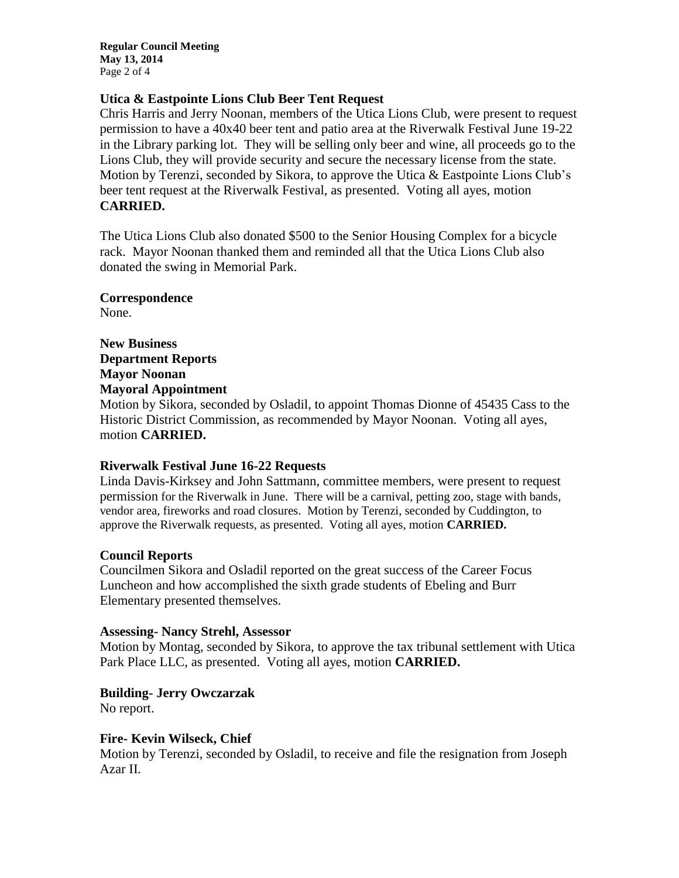**Utica & Eastpointe Lions Club Beer Tent Request**

Chris Harris and Jerry Noonan, members of the Utica Lions Club, were present to request permission to have a 40x40 beer tent and patio area at the Riverwalk Festival June 19-22 in the Library parking lot. They will be selling only beer and wine, all proceeds go to the Lions Club, they will provide security and secure the necessary license from the state. Motion by Terenzi, seconded by Sikora, to approve the Utica & Eastpointe Lions Club's beer tent request at the Riverwalk Festival, as presented. Voting all ayes, motion **CARRIED.**

The Utica Lions Club also donated $500 to the Senior Housing Complex for a bicycle rack. Mayor Noonan thanked them and reminded all that the Utica Lions Club also donated the swing in Memorial Park.

**Correspondence**

None.

**New Business**

**Department Reports**

**Mayor Noonan**

**Mayoral Appointment**

Motion by Sikora, seconded by Osladil, to appoint Thomas Dionne of 45435 Cass to the Historic District Commission, as recommended by Mayor Noonan. Voting all ayes, motion **CARRIED.**

**Riverwalk Festival June 16-22 Requests**

Linda Davis-Kirksey and John Sattmann, committee members, were present to request permission for the Riverwalk in June. There will be a carnival, petting zoo, stage with bands, vendor area, fireworks and road closures. Motion by Terenzi, seconded by Cuddington, to approve the Riverwalk requests, as presented. Voting all ayes, motion **CARRIED.**

**Council Reports**

Councilmen Sikora and Osladil reported on the great success of the Career Focus Luncheon and how accomplished the sixth grade students of Ebeling and Burr Elementary presented themselves.

**Assessing- Nancy Strehl, Assessor**

Motion by Montag, seconded by Sikora, to approve the tax tribunal settlement with Utica Park Place LLC, as presented. Voting all ayes, motion **CARRIED.**

**Building- Jerry Owczarzak**

No report.

**Fire- Kevin Wilseck, Chief**

Motion by Terenzi, seconded by Osladil, to receive and file the resignation from Joseph Azar II.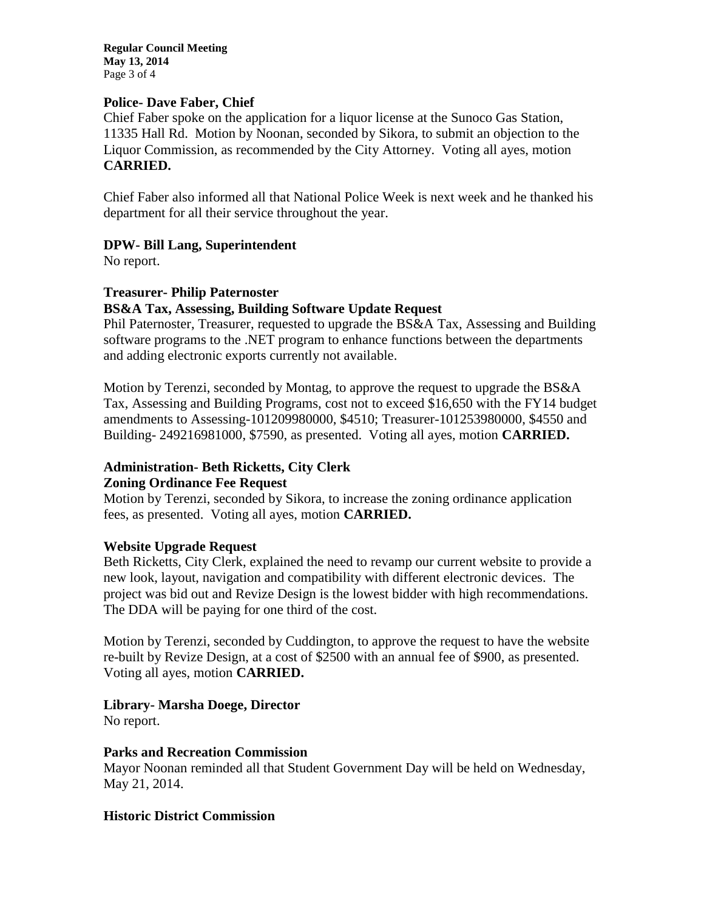**Police- Dave Faber, Chief**

Chief Faber spoke on the application for a liquor license at the Sunoco Gas Station, 11335 Hall Rd. Motion by Noonan, seconded by Sikora, to submit an objection to the Liquor Commission, as recommended by the City Attorney. Voting all ayes, motion **CARRIED.**

Chief Faber also informed all that National Police Week is next week and he thanked his department for all their service throughout the year.

**DPW- Bill Lang, Superintendent**

No report.

**Treasurer- Philip Paternoster**

**BS&A Tax, Assessing, Building Software Update Request**

Phil Paternoster, Treasurer, requested to upgrade the BS&A Tax, Assessing and Building software programs to the .NET program to enhance functions between the departments and adding electronic exports currently not available.

Motion by Terenzi, seconded by Montag, to approve the request to upgrade the BS&A Tax, Assessing and Building Programs, cost not to exceed $16,650 with the FY14 budget amendments to Assessing-101209980000, $4510; Treasurer-101253980000, $4550 and Building- 249216981000, $7590, as presented. Voting all ayes, motion **CARRIED.**

**Administration- Beth Ricketts, City Clerk**

**Zoning Ordinance Fee Request**

Motion by Terenzi, seconded by Sikora, to increase the zoning ordinance application fees, as presented. Voting all ayes, motion **CARRIED.**

**Website Upgrade Request**

Beth Ricketts, City Clerk, explained the need to revamp our current website to provide a new look, layout, navigation and compatibility with different electronic devices. The project was bid out and Revize Design is the lowest bidder with high recommendations. The DDA will be paying for one third of the cost.

Motion by Terenzi, seconded by Cuddington, to approve the request to have the website re-built by Revize Design, at a cost of $2500 with an annual fee of $900, as presented. Voting all ayes, motion **CARRIED.**

**Library- Marsha Doege, Director**

No report.

**Parks and Recreation Commission**

Mayor Noonan reminded all that Student Government Day will be held on Wednesday, May 21, 2014.

**Historic District Commission**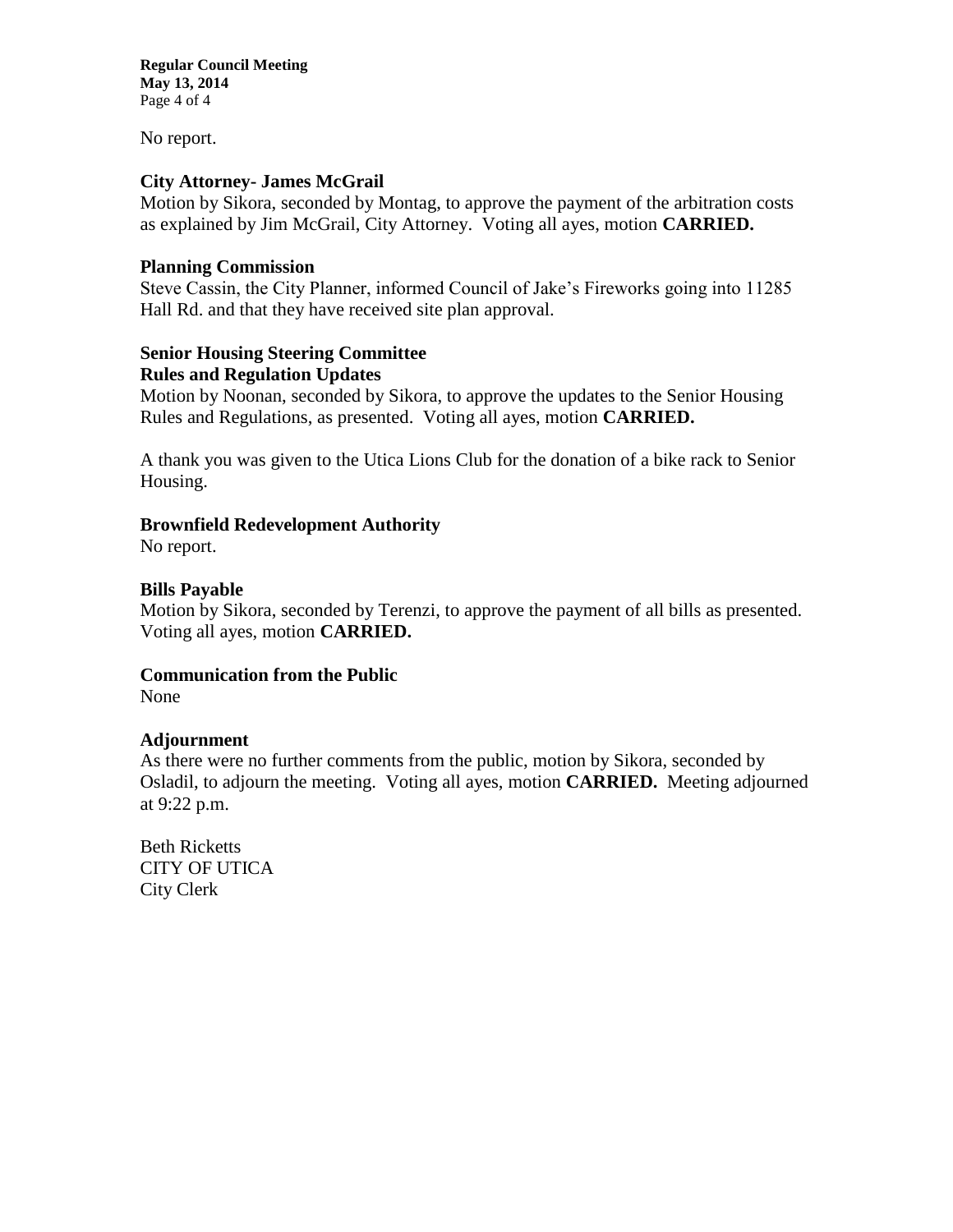No report.

**City Attorney- James McGrail**

Motion by Sikora, seconded by Montag, to approve the payment of the arbitration costs as explained by Jim McGrail, City Attorney. Voting all ayes, motion **CARRIED.**

**Planning Commission**

Steve Cassin, the City Planner, informed Council of Jake's Fireworks going into 11285 Hall Rd. and that they have received site plan approval.

**Senior Housing Steering Committee**
**Rules and Regulation Updates**

Motion by Noonan, seconded by Sikora, to approve the updates to the Senior Housing Rules and Regulations, as presented. Voting all ayes, motion **CARRIED.**

A thank you was given to the Utica Lions Club for the donation of a bike rack to Senior Housing.

**Brownfield Redevelopment Authority**

No report.

**Bills Payable**

Motion by Sikora, seconded by Terenzi, to approve the payment of all bills as presented. Voting all ayes, motion **CARRIED.**

**Communication from the Public**

None

**Adjournment**

As there were no further comments from the public, motion by Sikora, seconded by Osladil, to adjourn the meeting. Voting all ayes, motion **CARRIED.** Meeting adjourned at 9:22 p.m.

Beth Ricketts
CITY OF UTICA
City Clerk